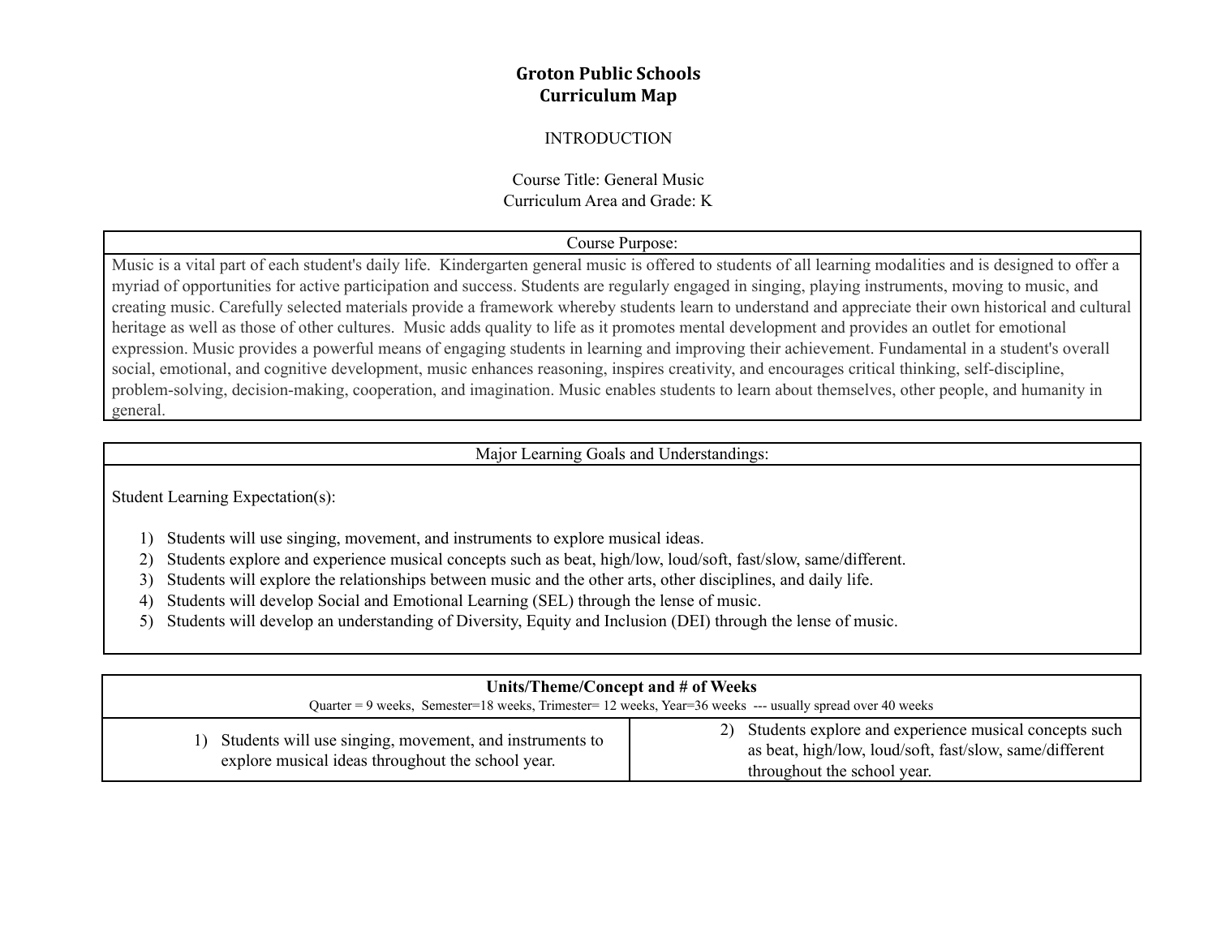# Groton Public Schools
# Curriculum Map

INTRODUCTION

Course Title: General Music
Curriculum Area and Grade: K

| Course Purpose: |
|---|
| Music is a vital part of each student's daily life. Kindergarten general music is offered to students of all learning modalities and is designed to offer a myriad of opportunities for active participation and success. Students are regularly engaged in singing, playing instruments, moving to music, and creating music. Carefully selected materials provide a framework whereby students learn to understand and appreciate their own historical and cultural heritage as well as those of other cultures. Music adds quality to life as it promotes mental development and provides an outlet for emotional expression. Music provides a powerful means of engaging students in learning and improving their achievement. Fundamental in a student's overall social, emotional, and cognitive development, music enhances reasoning, inspires creativity, and encourages critical thinking, self-discipline, problem-solving, decision-making, cooperation, and imagination. Music enables students to learn about themselves, other people, and humanity in general. |

## Major Learning Goals and Understandings:

Student Learning Expectation(s):

1) Students will use singing, movement, and instruments to explore musical ideas.
2) Students explore and experience musical concepts such as beat, high/low, loud/soft, fast/slow, same/different.
3) Students will explore the relationships between music and the other arts, other disciplines, and daily life.
4) Students will develop Social and Emotional Learning (SEL) through the lense of music.
5) Students will develop an understanding of Diversity, Equity and Inclusion (DEI) through the lense of music.

| **Units/Theme/Concept and # of Weeks**<br>Quarter = 9 weeks, Semester=18 weeks, Trimester= 12 weeks, Year=36 weeks --- usually spread over 40 weeks | |
|---|---|
| 1) Students will use singing, movement, and instruments to explore musical ideas throughout the school year. | 2) Students explore and experience musical concepts such as beat, high/low, loud/soft, fast/slow, same/different throughout the school year. |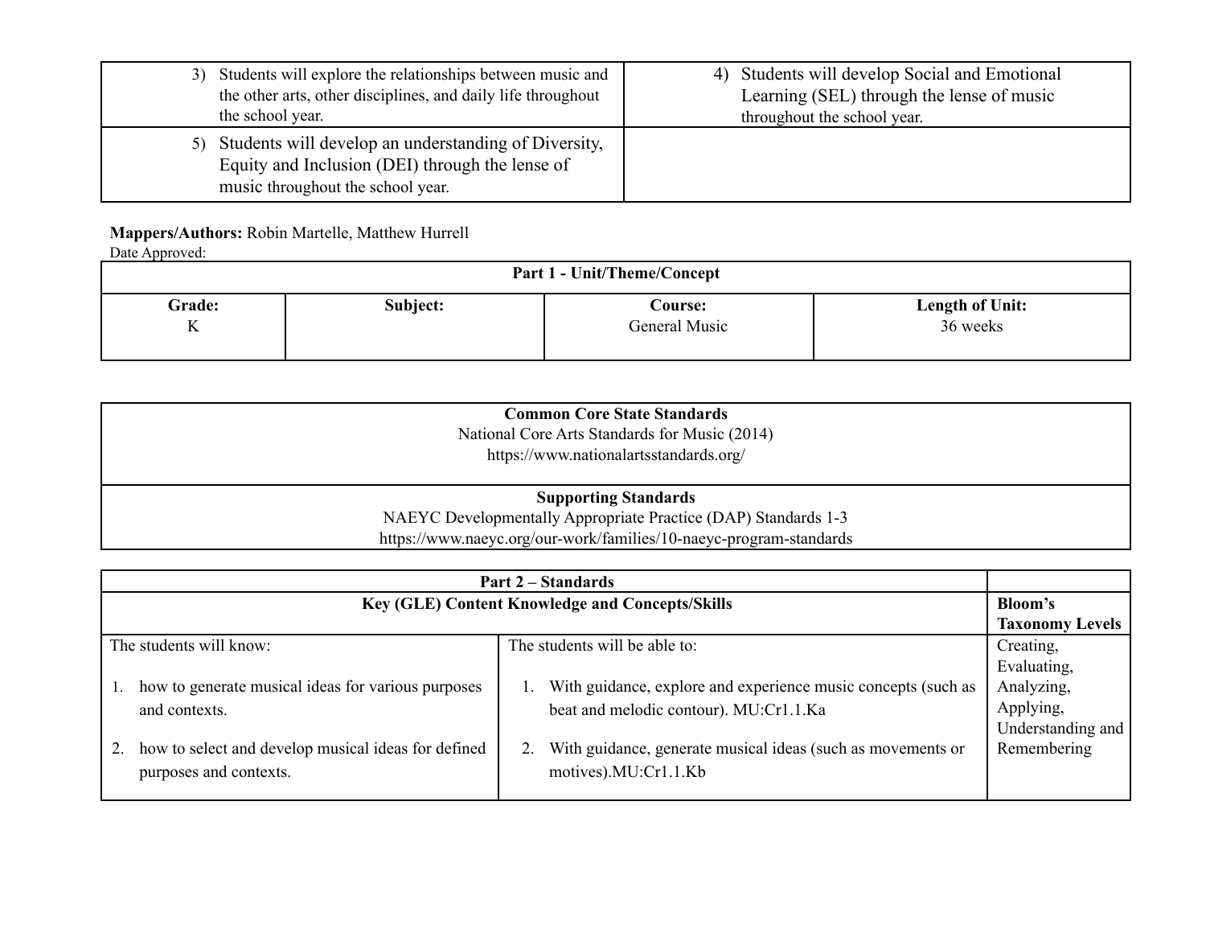| 3) Students will explore the relationships between music and the other arts, other disciplines, and daily life throughout the school year. | 4) Students will develop Social and Emotional Learning (SEL) through the lense of music throughout the school year. |
|---|---|
| 5) Students will develop an understanding of Diversity, Equity and Inclusion (DEI) through the lense of music throughout the school year. | |

**Mappers/Authors:** Robin Martelle, Matthew Hurrell
Date Approved:

| **Part 1 - Unit/Theme/Concept** | | | |
|---|---|---|---|
| **Grade:** K | **Subject:** | **Course:** General Music | **Length of Unit:** 36 weeks |

| **Common Core State Standards** |
|---|
| National Core Arts Standards for Music (2014) https://www.nationalartsstandards.org/ |
| **Supporting Standards** |
| NAEYC Developmentally Appropriate Practice (DAP) Standards 1-3 https://www.naeyc.org/our-work/families/10-naeyc-program-standards |

| **Part 2 – Standards** | | |
|---|---|---|
| **Key (GLE) Content Knowledge and Concepts/Skills** | | **Bloom's Taxonomy Levels** |
| The students will know:<br><br>1. how to generate musical ideas for various purposes and contexts.<br><br>2. how to select and develop musical ideas for defined purposes and contexts. | The students will be able to:<br><br>1. With guidance, explore and experience music concepts (such as beat and melodic contour). MU:Cr1.1.Ka<br><br>2. With guidance, generate musical ideas (such as movements or motives).MU:Cr1.1.Kb | Creating, Evaluating, Analyzing, Applying, Understanding and Remembering |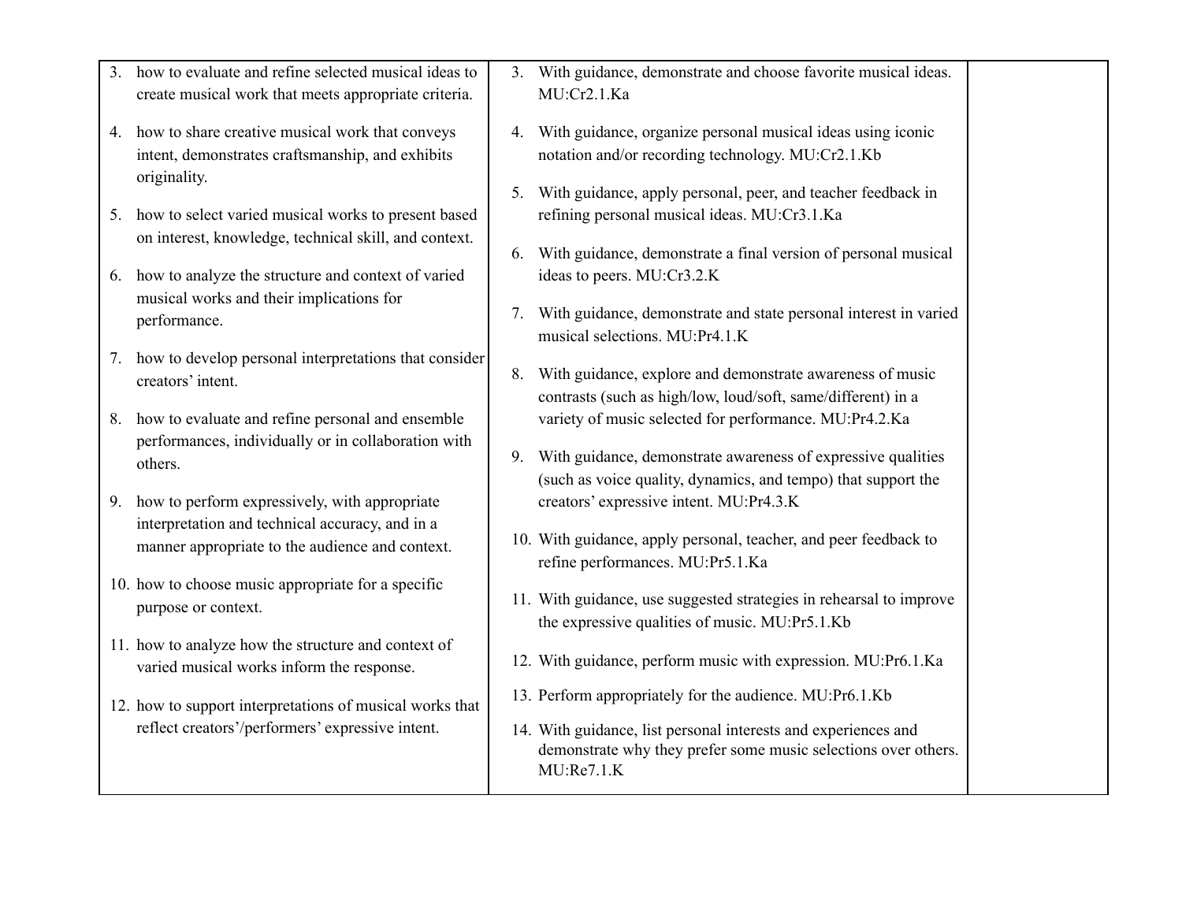| | | |
|---|---|---|
| 3. how to evaluate and refine selected musical ideas to create musical work that meets appropriate criteria.<br><br>4. how to share creative musical work that conveys intent, demonstrates craftsmanship, and exhibits originality.<br><br>5. how to select varied musical works to present based on interest, knowledge, technical skill, and context.<br><br>6. how to analyze the structure and context of varied musical works and their implications for performance.<br><br>7. how to develop personal interpretations that consider creators' intent.<br><br>8. how to evaluate and refine personal and ensemble performances, individually or in collaboration with others.<br><br>9. how to perform expressively, with appropriate interpretation and technical accuracy, and in a manner appropriate to the audience and context.<br><br>10. how to choose music appropriate for a specific purpose or context.<br><br>11. how to analyze how the structure and context of varied musical works inform the response.<br><br>12. how to support interpretations of musical works that reflect creators'/performers' expressive intent. | 3. With guidance, demonstrate and choose favorite musical ideas. MU:Cr2.1.Ka<br><br>4. With guidance, organize personal musical ideas using iconic notation and/or recording technology. MU:Cr2.1.Kb<br><br>5. With guidance, apply personal, peer, and teacher feedback in refining personal musical ideas. MU:Cr3.1.Ka<br><br>6. With guidance, demonstrate a final version of personal musical ideas to peers. MU:Cr3.2.K<br><br>7. With guidance, demonstrate and state personal interest in varied musical selections. MU:Pr4.1.K<br><br>8. With guidance, explore and demonstrate awareness of music contrasts (such as high/low, loud/soft, same/different) in a variety of music selected for performance. MU:Pr4.2.Ka<br><br>9. With guidance, demonstrate awareness of expressive qualities (such as voice quality, dynamics, and tempo) that support the creators' expressive intent. MU:Pr4.3.K<br><br>10. With guidance, apply personal, teacher, and peer feedback to refine performances. MU:Pr5.1.Ka<br><br>11. With guidance, use suggested strategies in rehearsal to improve the expressive qualities of music. MU:Pr5.1.Kb<br><br>12. With guidance, perform music with expression. MU:Pr6.1.Ka<br><br>13. Perform appropriately for the audience. MU:Pr6.1.Kb<br><br>14. With guidance, list personal interests and experiences and demonstrate why they prefer some music selections over others. MU:Re7.1.K | |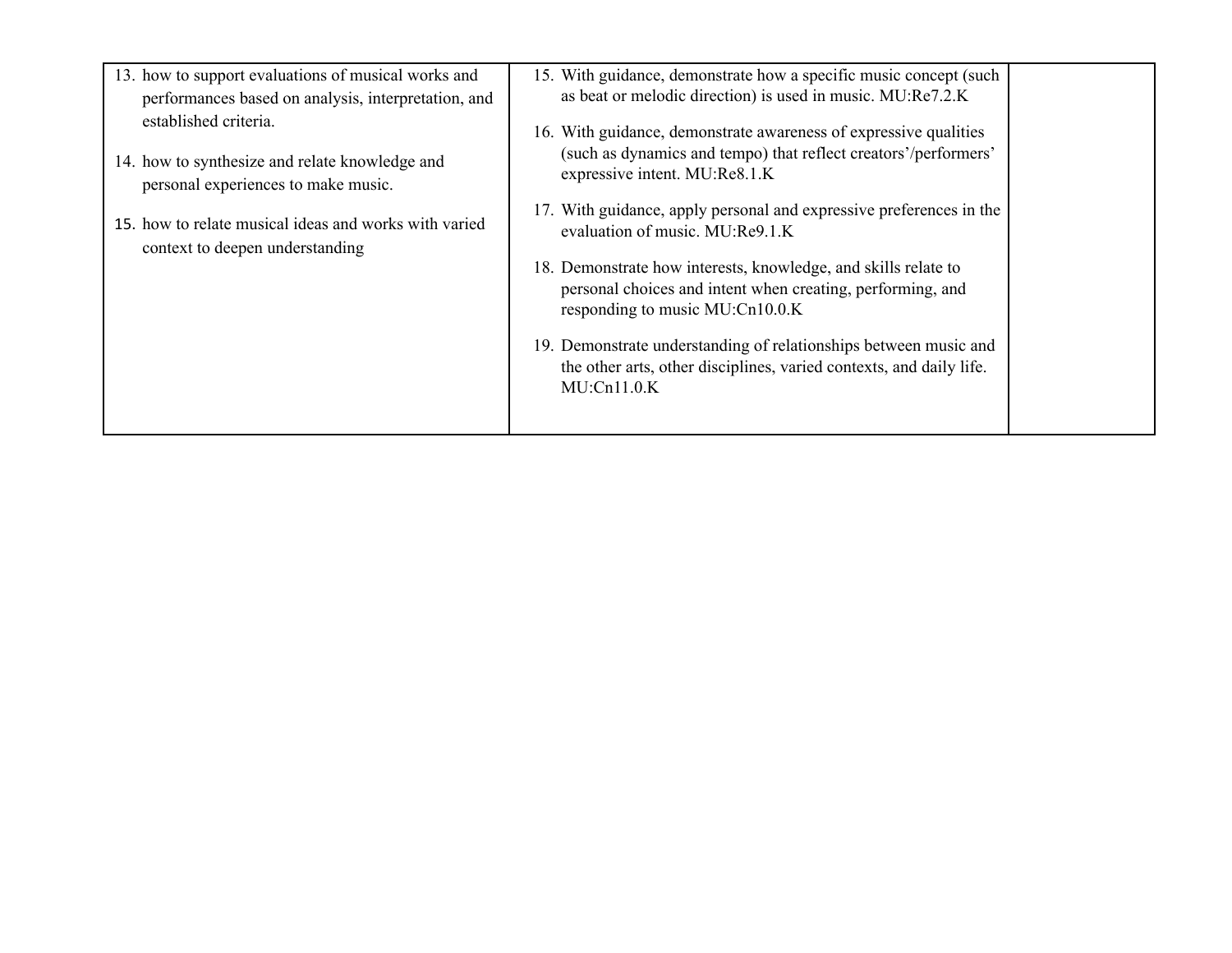| | | |
|---|---|---|
| 13. how to support evaluations of musical works and performances based on analysis, interpretation, and established criteria.<br><br>14. how to synthesize and relate knowledge and personal experiences to make music.<br><br>15. how to relate musical ideas and works with varied context to deepen understanding | 15. With guidance, demonstrate how a specific music concept (such as beat or melodic direction) is used in music. MU:Re7.2.K<br><br>16. With guidance, demonstrate awareness of expressive qualities (such as dynamics and tempo) that reflect creators'/performers' expressive intent. MU:Re8.1.K<br><br>17. With guidance, apply personal and expressive preferences in the evaluation of music. MU:Re9.1.K<br><br>18. Demonstrate how interests, knowledge, and skills relate to personal choices and intent when creating, performing, and responding to music MU:Cn10.0.K<br><br>19. Demonstrate understanding of relationships between music and the other arts, other disciplines, varied contexts, and daily life. MU:Cn11.0.K | |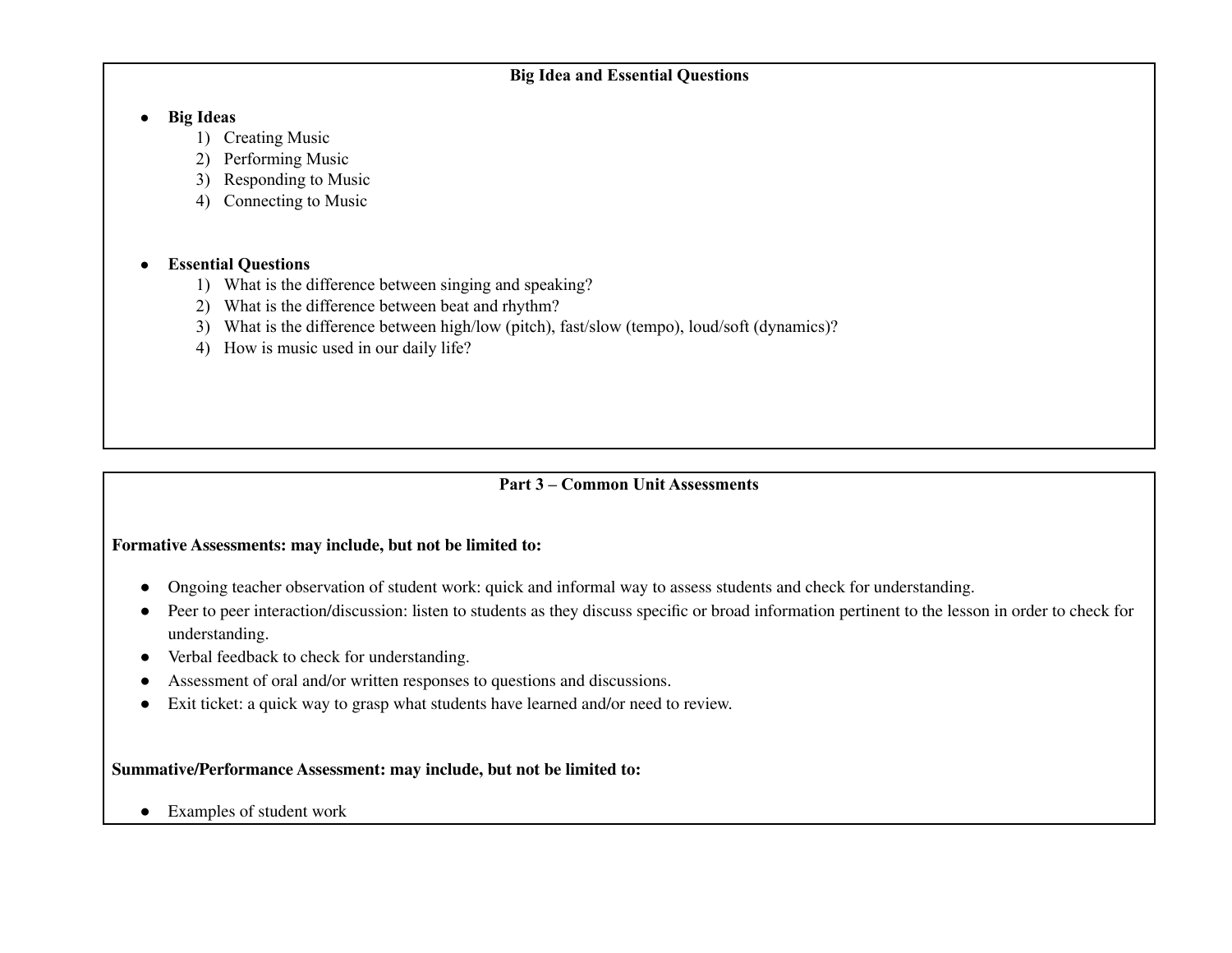## Big Idea and Essential Questions

- **Big Ideas**
  1) Creating Music
  2) Performing Music
  3) Responding to Music
  4) Connecting to Music

- **Essential Questions**
  1) What is the difference between singing and speaking?
  2) What is the difference between beat and rhythm?
  3) What is the difference between high/low (pitch), fast/slow (tempo), loud/soft (dynamics)?
  4) How is music used in our daily life?

## Part 3 – Common Unit Assessments

**Formative Assessments: may include, but not be limited to:**

- Ongoing teacher observation of student work: quick and informal way to assess students and check for understanding.
- Peer to peer interaction/discussion: listen to students as they discuss specific or broad information pertinent to the lesson in order to check for understanding.
- Verbal feedback to check for understanding.
- Assessment of oral and/or written responses to questions and discussions.
- Exit ticket: a quick way to grasp what students have learned and/or need to review.

**Summative/Performance Assessment: may include, but not be limited to:**

- Examples of student work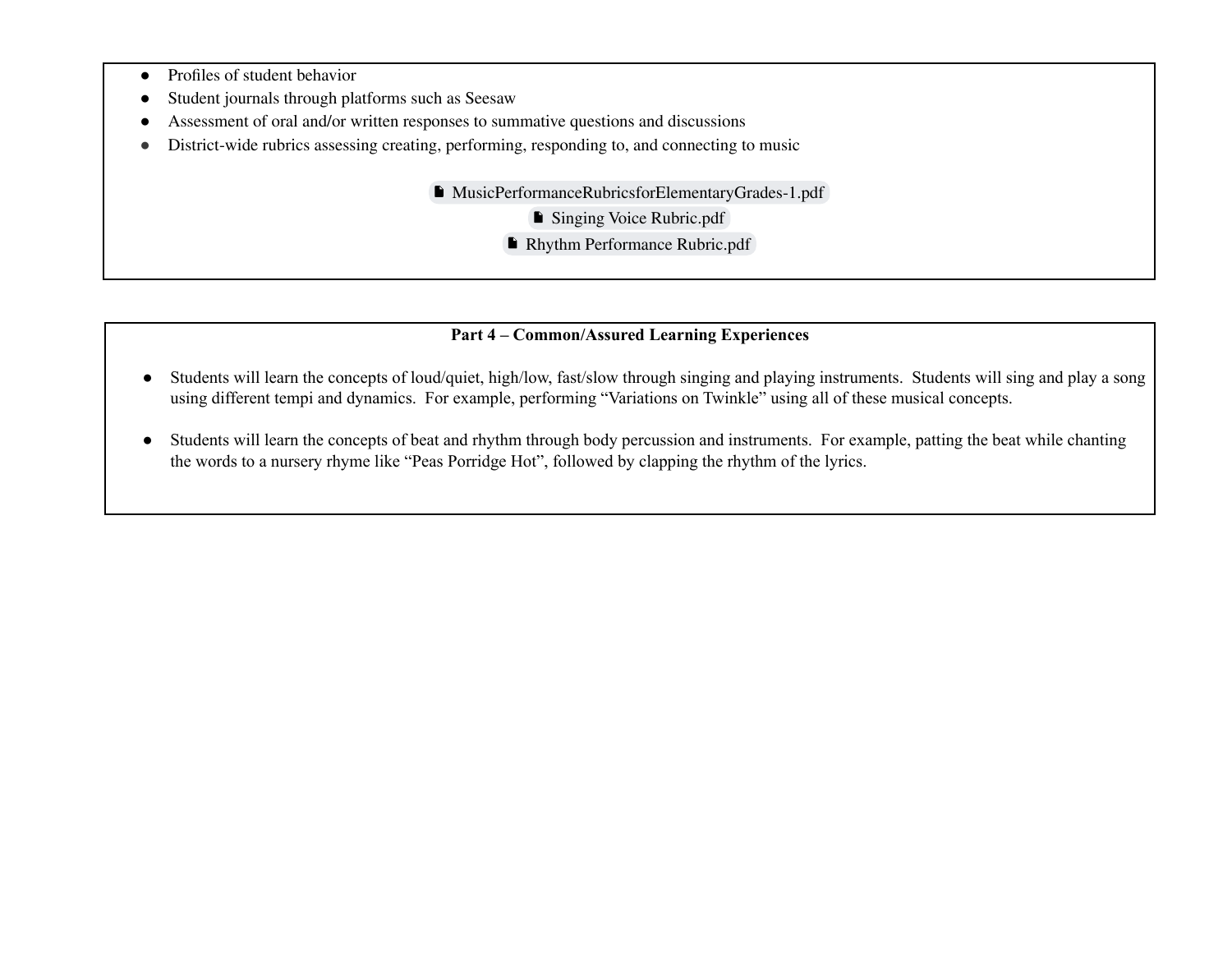- Profiles of student behavior
- Student journals through platforms such as Seesaw
- Assessment of oral and/or written responses to summative questions and discussions
- District-wide rubrics assessing creating, performing, responding to, and connecting to music

MusicPerformanceRubricsforElementaryGrades-1.pdf

Singing Voice Rubric.pdf

Rhythm Performance Rubric.pdf

**Part 4 – Common/Assured Learning Experiences**

- Students will learn the concepts of loud/quiet, high/low, fast/slow through singing and playing instruments. Students will sing and play a song using different tempi and dynamics. For example, performing "Variations on Twinkle" using all of these musical concepts.

- Students will learn the concepts of beat and rhythm through body percussion and instruments. For example, patting the beat while chanting the words to a nursery rhyme like "Peas Porridge Hot", followed by clapping the rhythm of the lyrics.